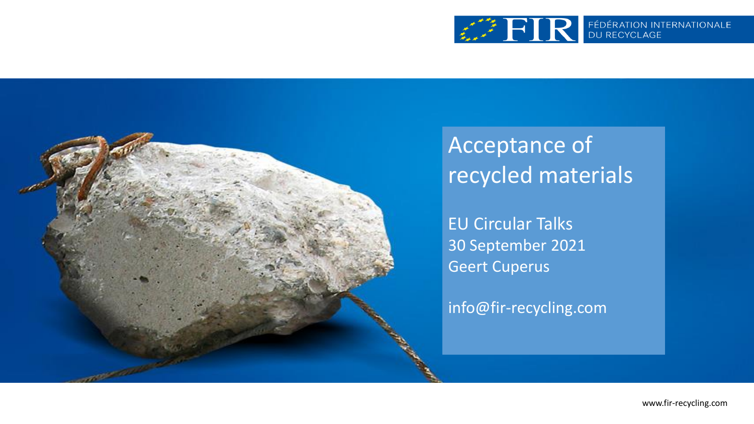FIR FÉDÉRATION INTERNATIONALE DU RECYCLAGE

# Acceptance of recycled materials

EU Circular Talks
30 September 2021
Geert Cuperus

info@fir-recycling.com

www.fir-recycling.com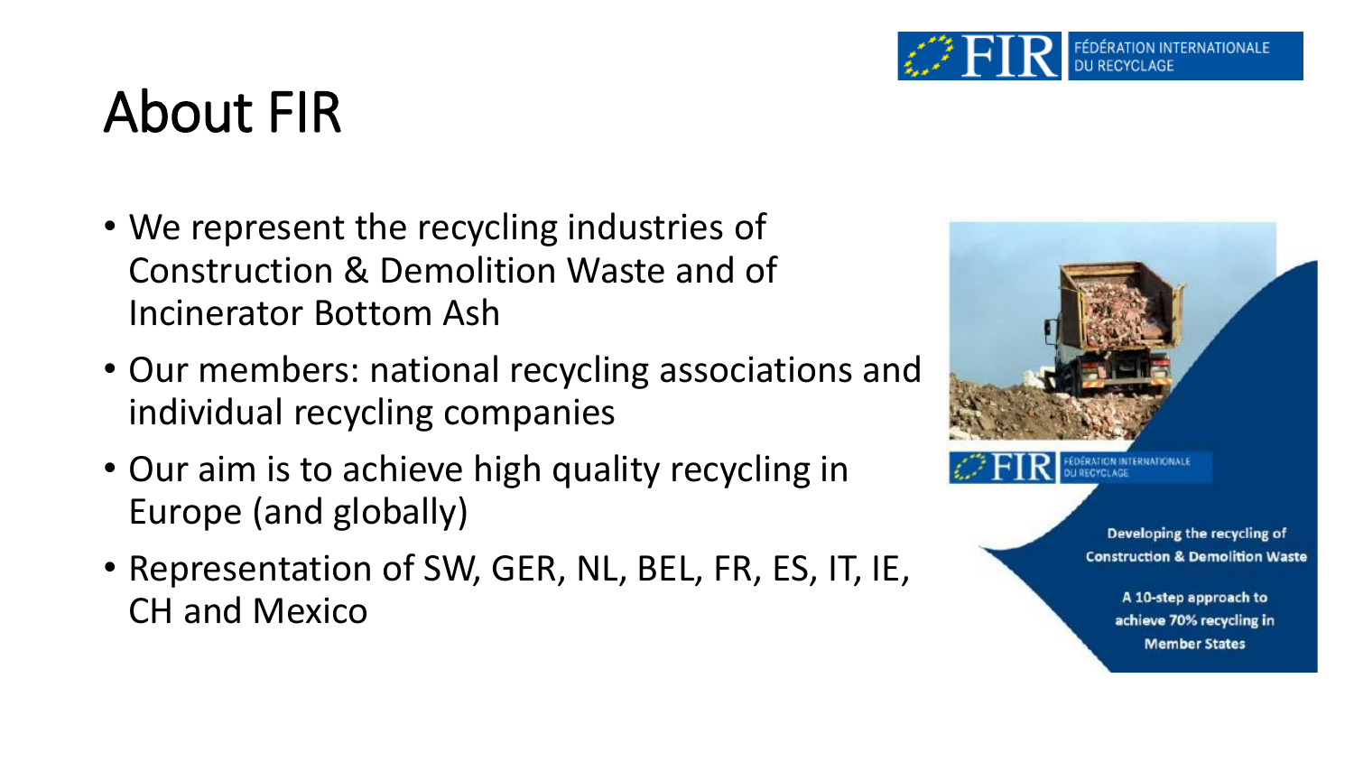# About FIR

- We represent the recycling industries of Construction & Demolition Waste and of Incinerator Bottom Ash
- Our members: national recycling associations and individual recycling companies
- Our aim is to achieve high quality recycling in Europe (and globally)
- Representation of SW, GER, NL, BEL, FR, ES, IT, IE, CH and Mexico

Developing the recycling of Construction & Demolition Waste

A 10-step approach to achieve 70% recycling in Member States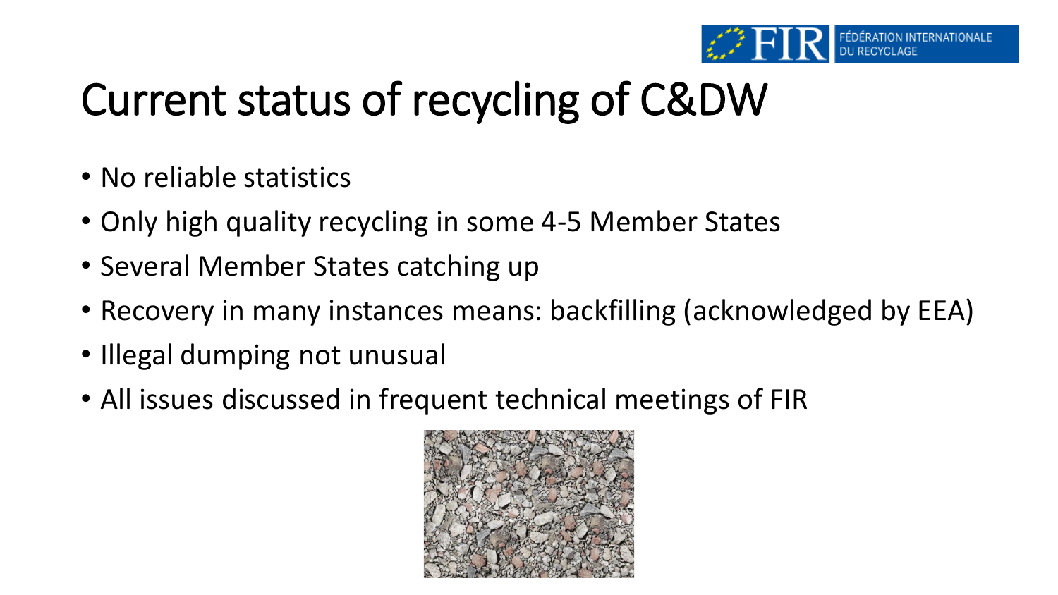# Current status of recycling of C&DW

- No reliable statistics
- Only high quality recycling in some 4-5 Member States
- Several Member States catching up
- Recovery in many instances means: backfilling (acknowledged by EEA)
- Illegal dumping not unusual
- All issues discussed in frequent technical meetings of FIR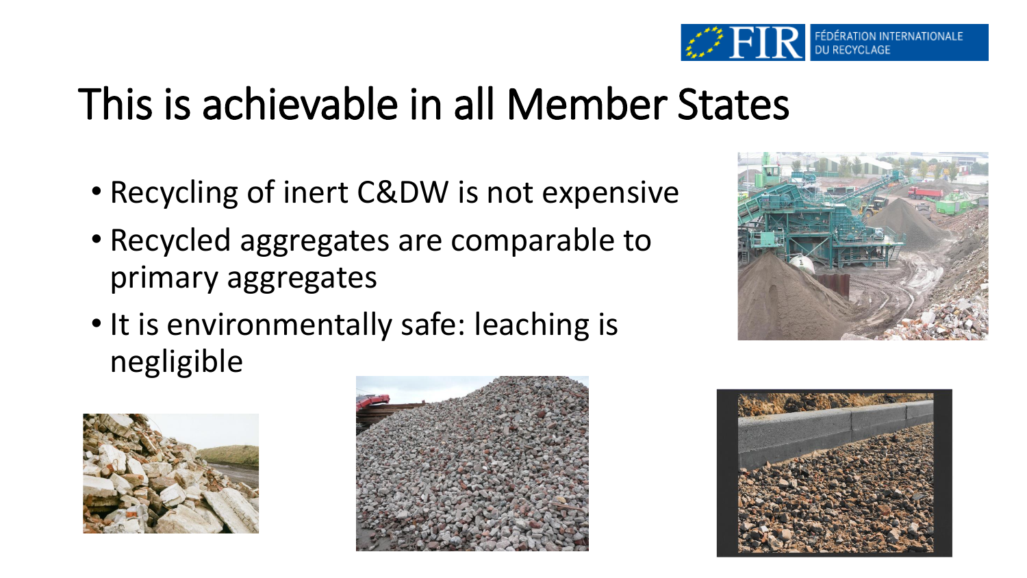# This is achievable in all Member States

- Recycling of inert C&DW is not expensive
- Recycled aggregates are comparable to primary aggregates
- It is environmentally safe: leaching is negligible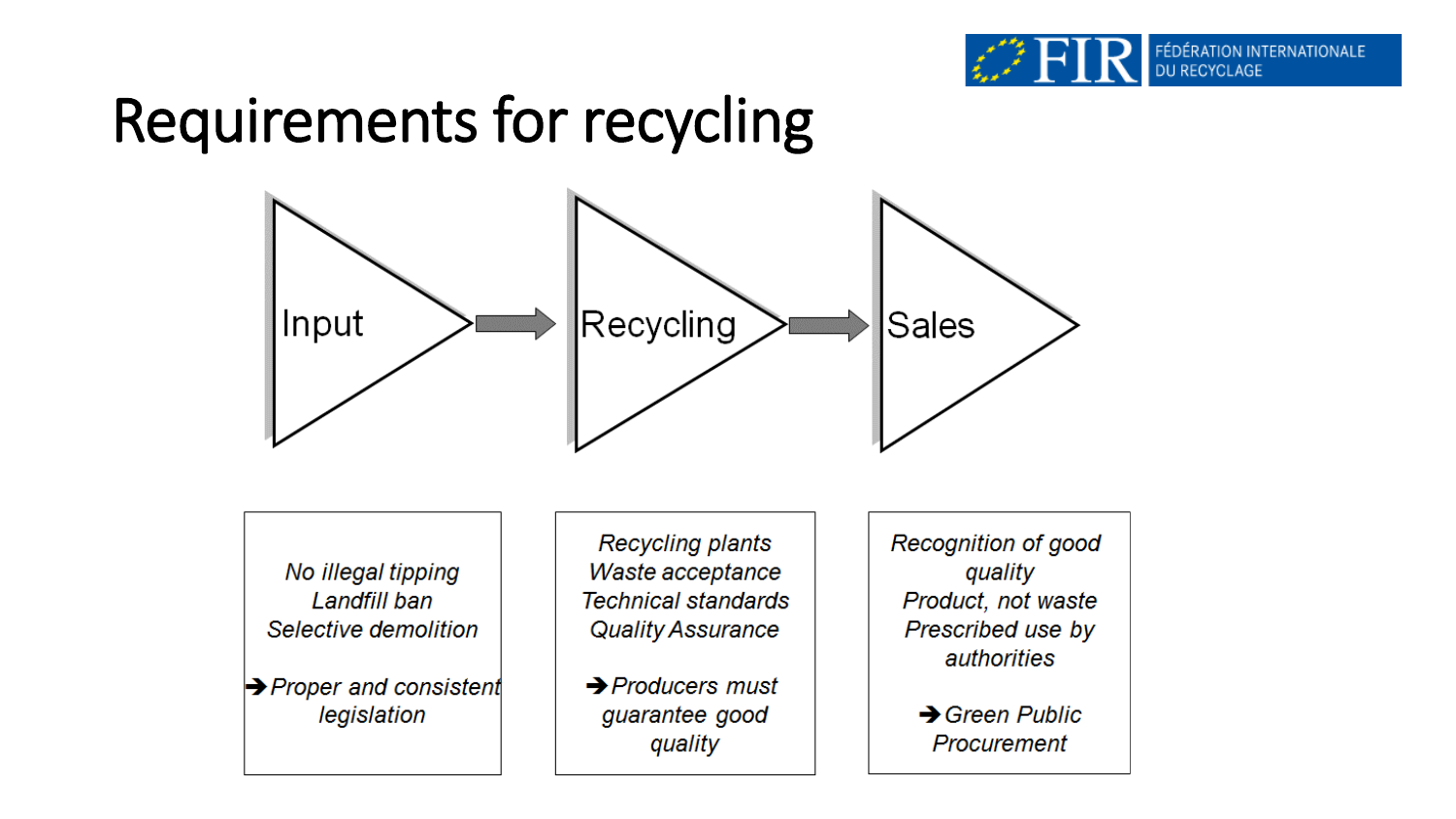# Requirements for recycling

Input → Recycling → Sales

| Input | Recycling | Sales |
|---|---|---|
| *No illegal tipping*<br>*Landfill ban*<br>*Selective demolition*<br><br>*➔ Proper and consistent legislation* | *Recycling plants*<br>*Waste acceptance*<br>*Technical standards*<br>*Quality Assurance*<br><br>*➔ Producers must guarantee good quality* | *Recognition of good quality*<br>*Product, not waste*<br>*Prescribed use by authorities*<br><br>*➔ Green Public Procurement* |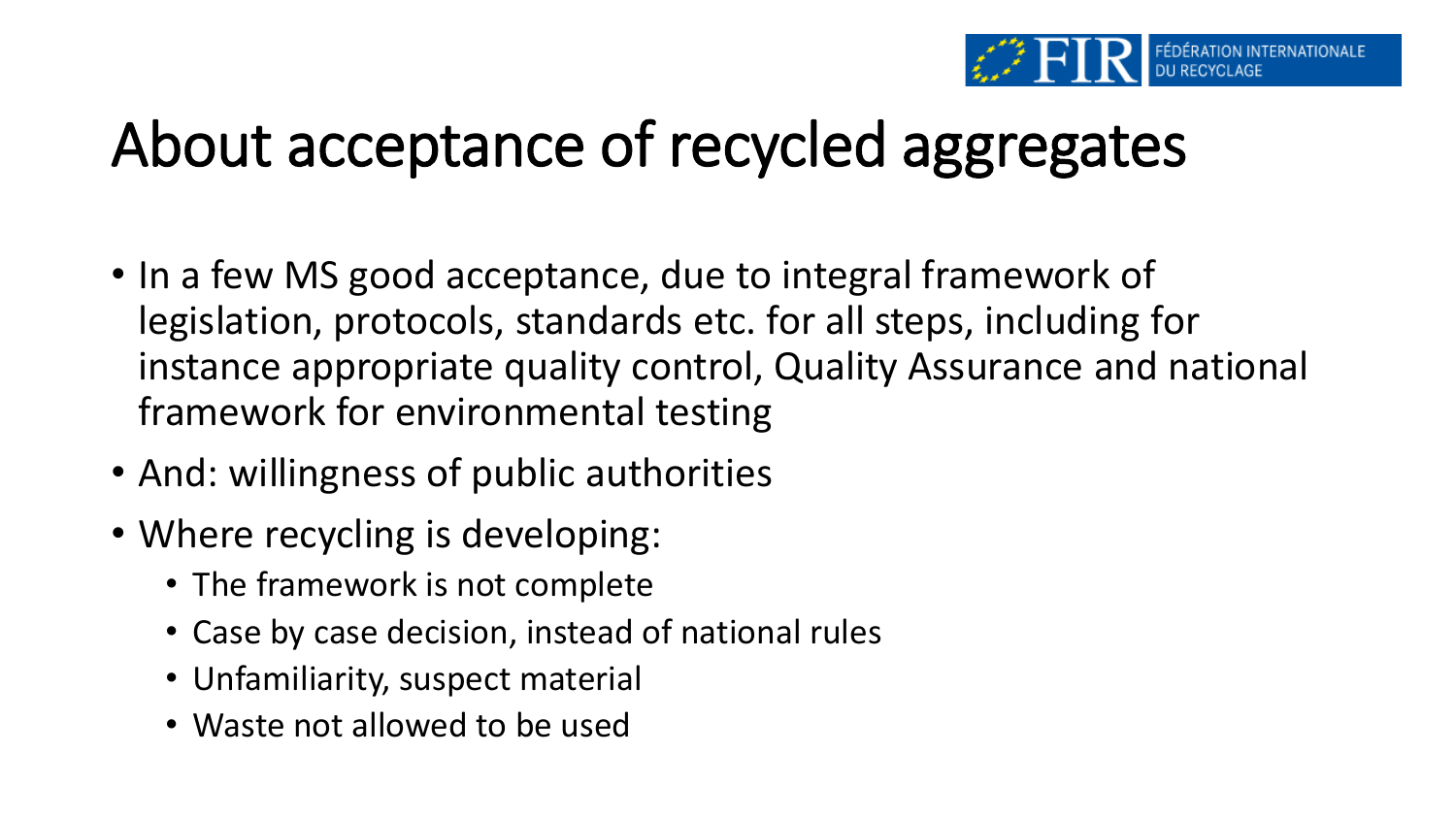# About acceptance of recycled aggregates

- In a few MS good acceptance, due to integral framework of legislation, protocols, standards etc. for all steps, including for instance appropriate quality control, Quality Assurance and national framework for environmental testing
- And: willingness of public authorities
- Where recycling is developing:
  - The framework is not complete
  - Case by case decision, instead of national rules
  - Unfamiliarity, suspect material
  - Waste not allowed to be used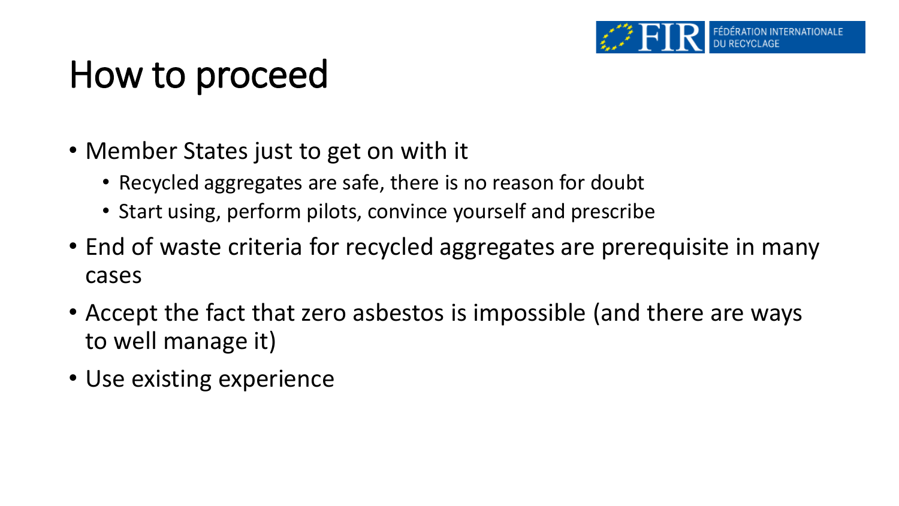# How to proceed

- Member States just to get on with it
  - Recycled aggregates are safe, there is no reason for doubt
  - Start using, perform pilots, convince yourself and prescribe
- End of waste criteria for recycled aggregates are prerequisite in many cases
- Accept the fact that zero asbestos is impossible (and there are ways to well manage it)
- Use existing experience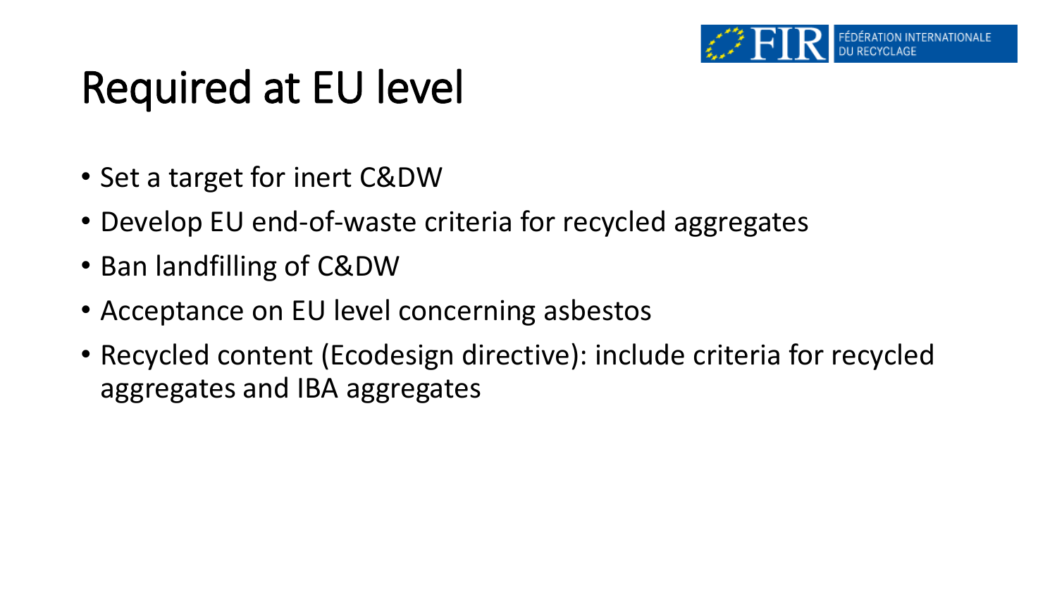# Required at EU level

- Set a target for inert C&DW
- Develop EU end-of-waste criteria for recycled aggregates
- Ban landfilling of C&DW
- Acceptance on EU level concerning asbestos
- Recycled content (Ecodesign directive): include criteria for recycled aggregates and IBA aggregates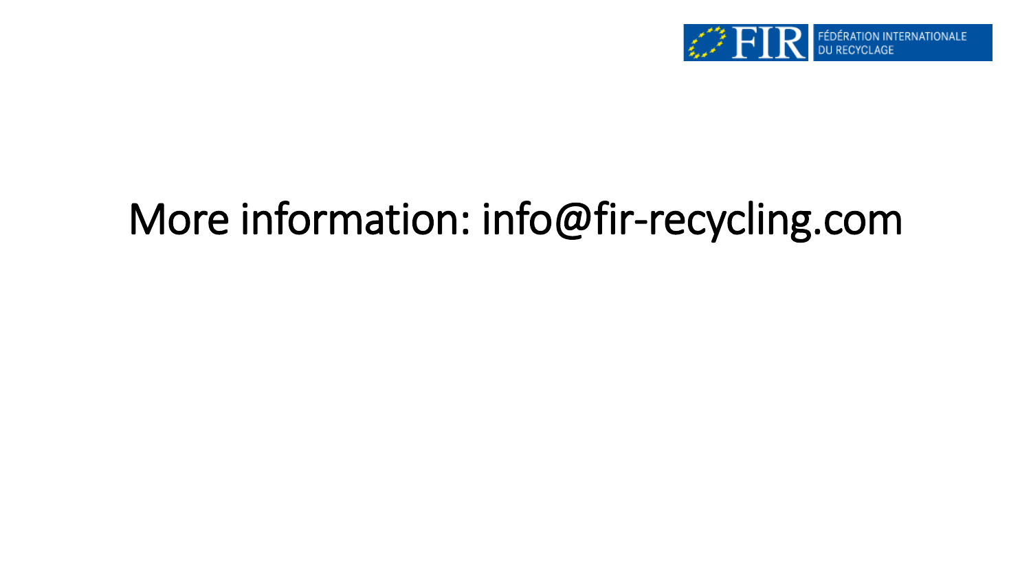More information: info@fir-recycling.com